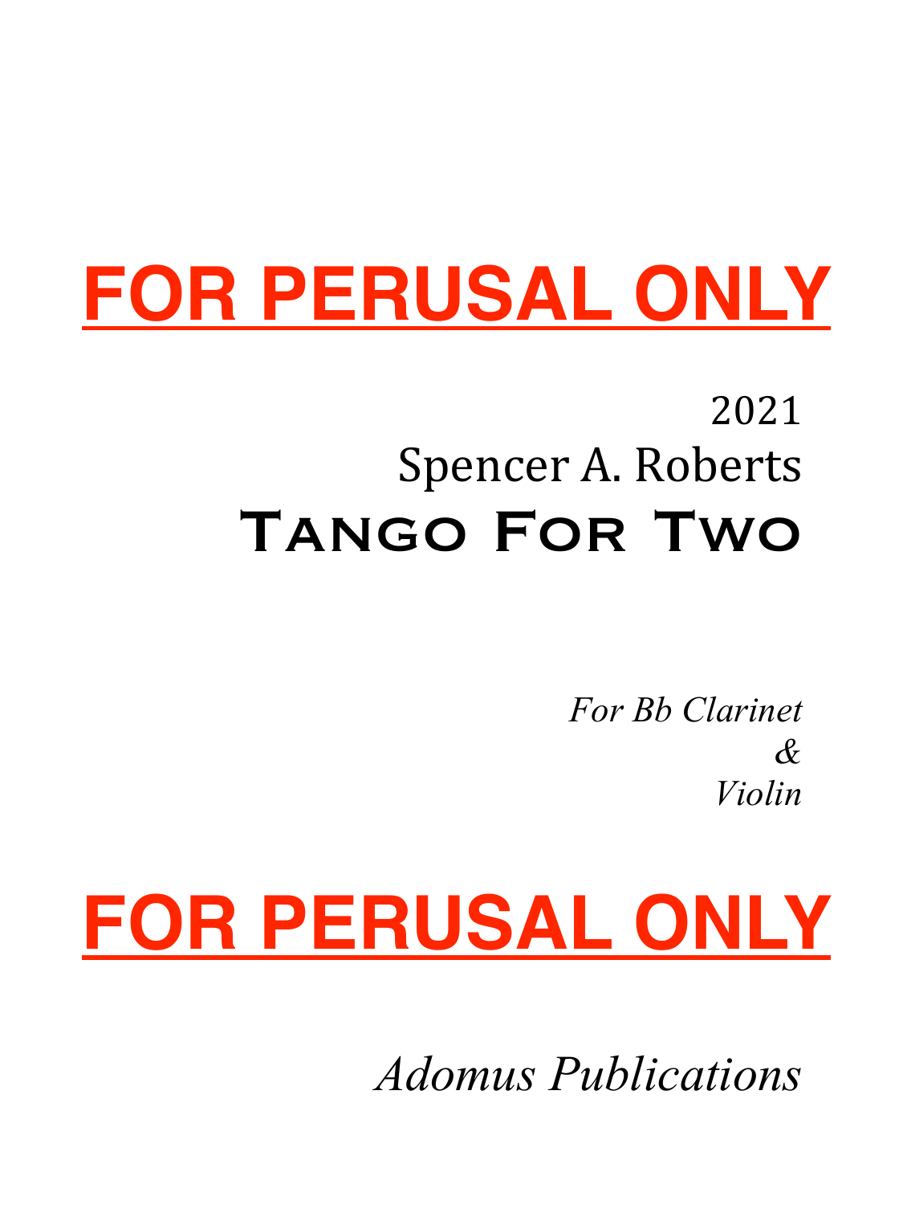**FOR PERUSAL ONLY**

2021

Spencer A. Roberts

# Tango For Two

*For Bb Clarinet*
*&*
*Violin*

**FOR PERUSAL ONLY**

*Adomus Publications*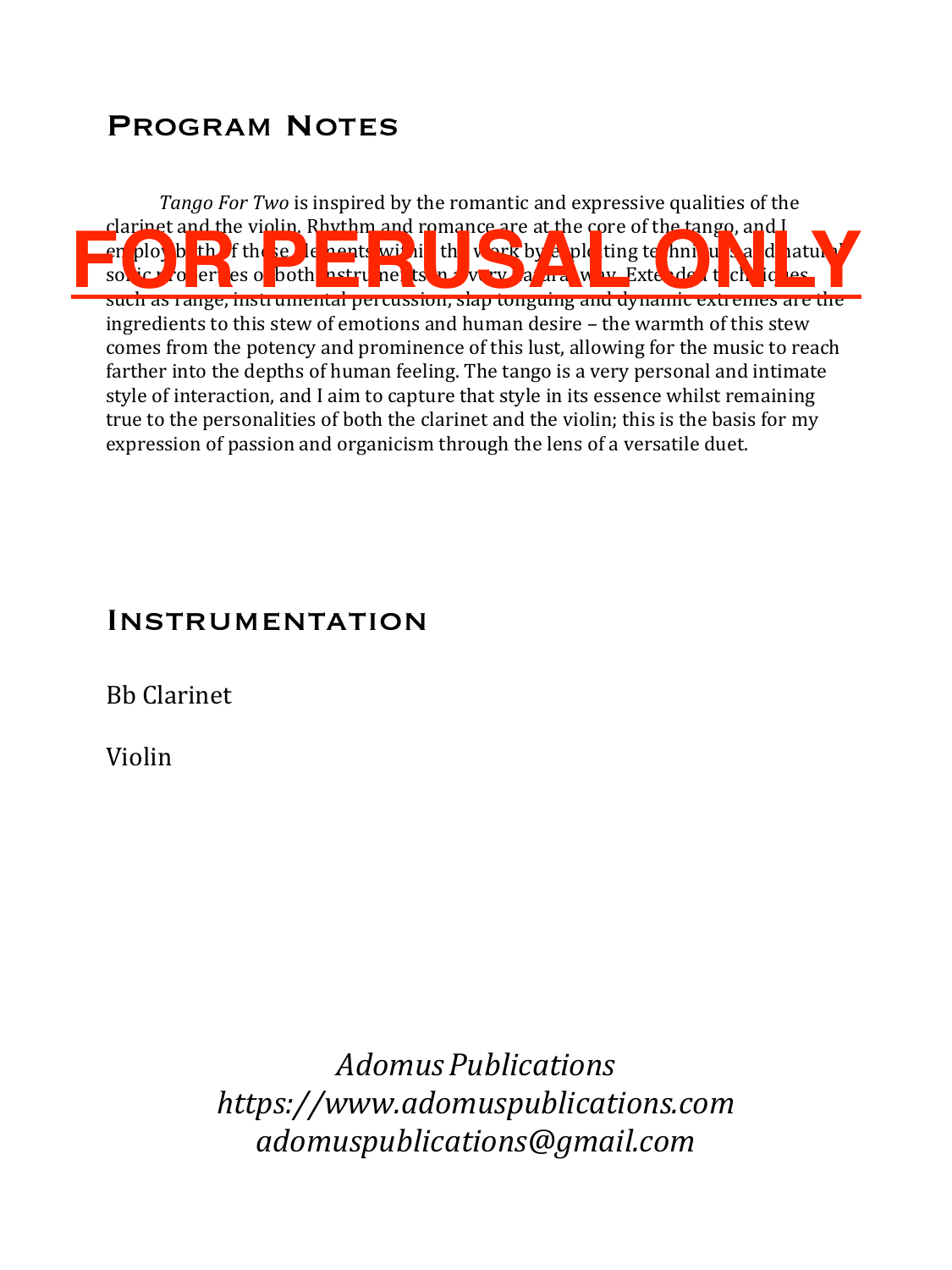## Program Notes

*Tango For Two* is inspired by the romantic and expressive qualities of the clarinet and the violin. Rhythm and romance are at the core of the tango, and I employ both of these elements within the work by exploiting techniques and natural sonic properties of both instruments in a very natural way. Extended techniques such as range, instrumental percussion, slap tonguing and dynamic extremes are the ingredients to this stew of emotions and human desire – the warmth of this stew comes from the potency and prominence of this lust, allowing for the music to reach farther into the depths of human feeling. The tango is a very personal and intimate style of interaction, and I aim to capture that style in its essence whilst remaining true to the personalities of both the clarinet and the violin; this is the basis for my expression of passion and organicism through the lens of a versatile duet.

FOR PERUSAL ONLY

## Instrumentation

Bb Clarinet

Violin

*Adomus Publications*
*https://www.adomuspublications.com*
*adomuspublications@gmail.com*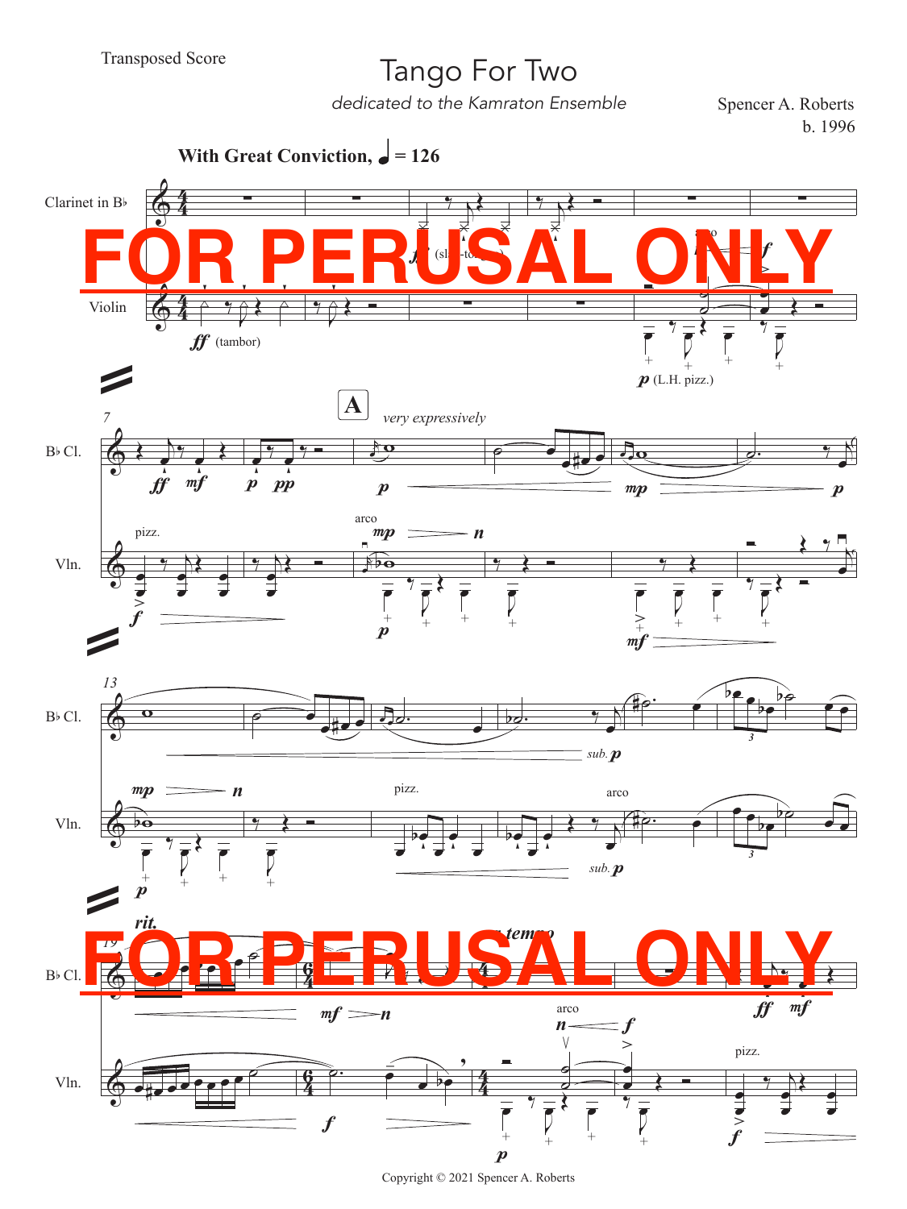Transposed Score

# Tango For Two

*dedicated to the Kamraton Ensemble*

Spencer A. Roberts
b. 1996

**With Great Conviction, ♩ = 126**

FOR PERUSAL ONLY

FOR PERUSAL ONLY

Copyright © 2021 Spencer A. Roberts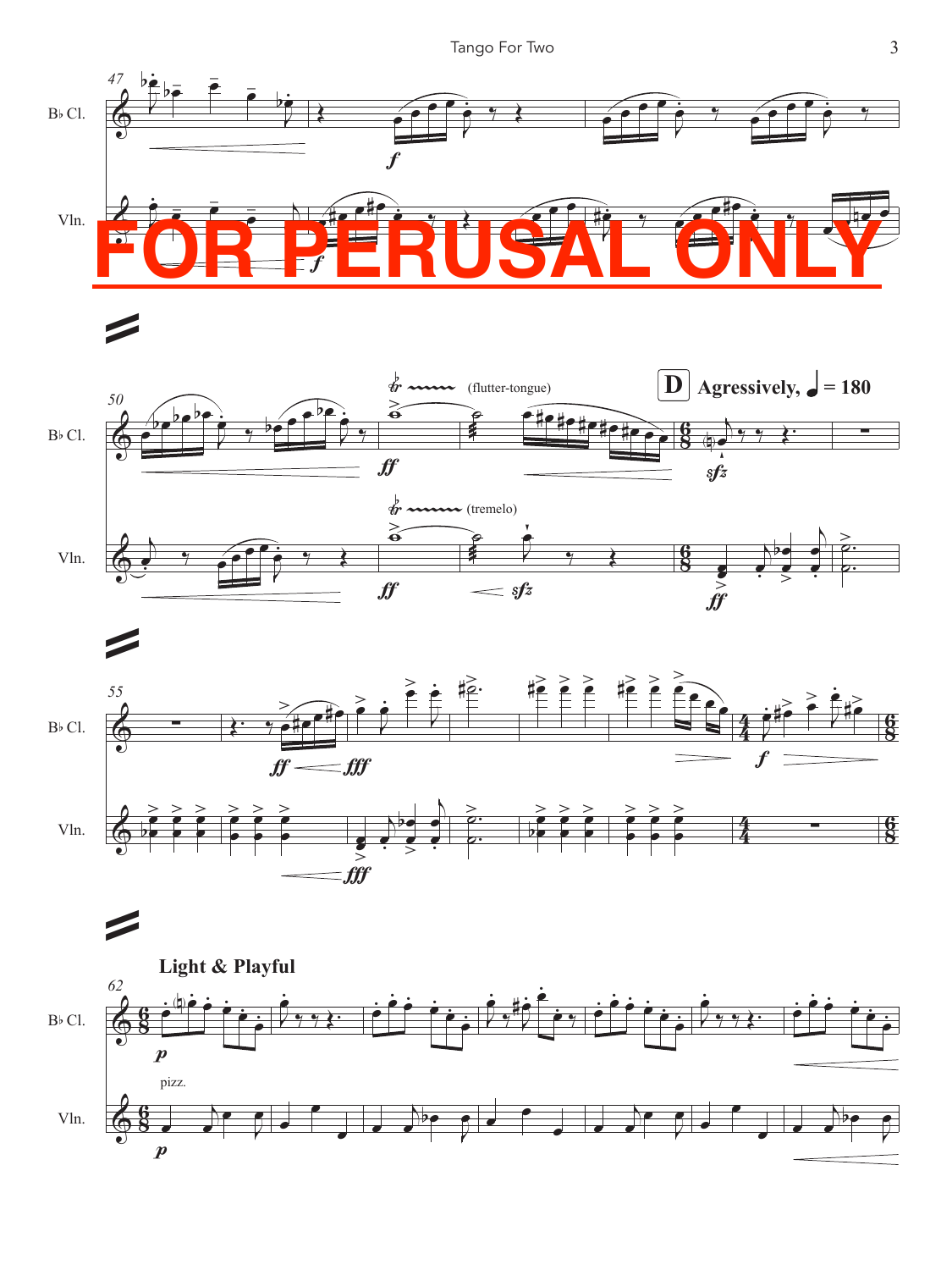FOR PERUSAL ONLY

**D** **Agressively, ♩ = 180**

**Light & Playful**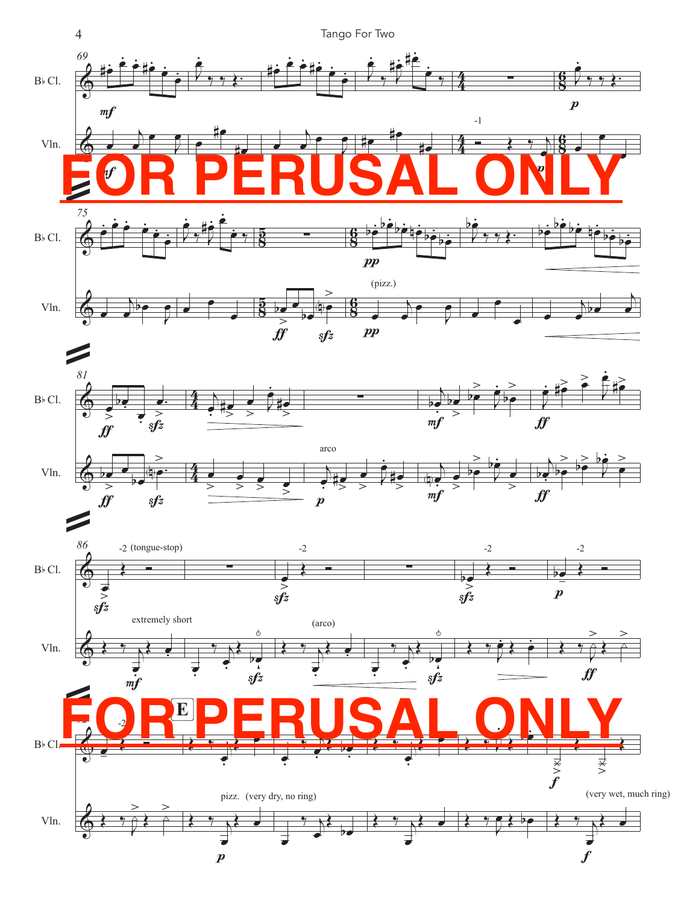FOR PERUSAL ONLY

FOR PERUSAL ONLY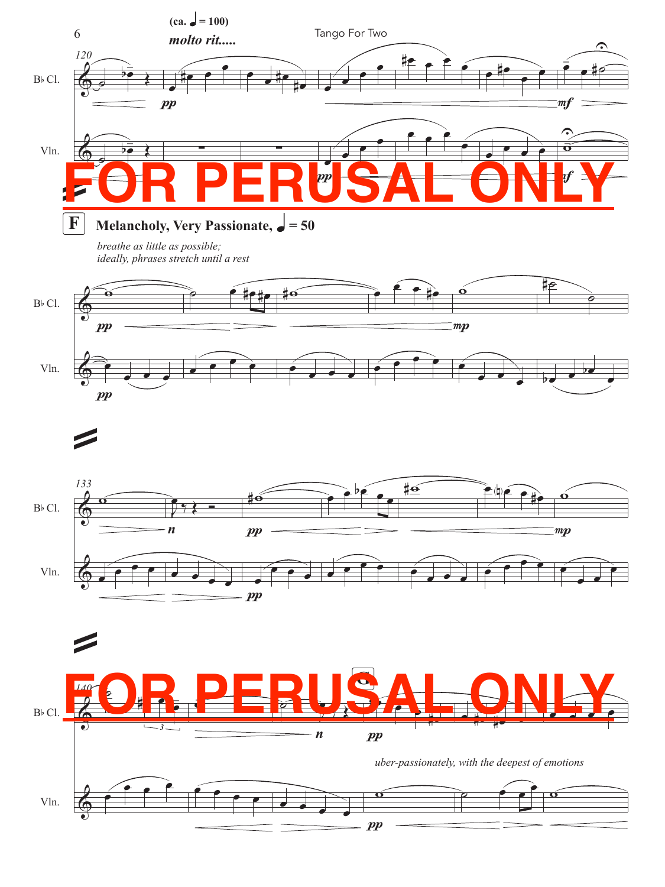(ca. ♩ = 100)

*molto rit.....*

FOR PERUSAL ONLY

**F** **Melancholy, Very Passionate, ♩ = 50**

*breathe as little as possible; ideally, phrases stretch until a rest*

FOR PERUSAL ONLY

*uber-passionately, with the deepest of emotions*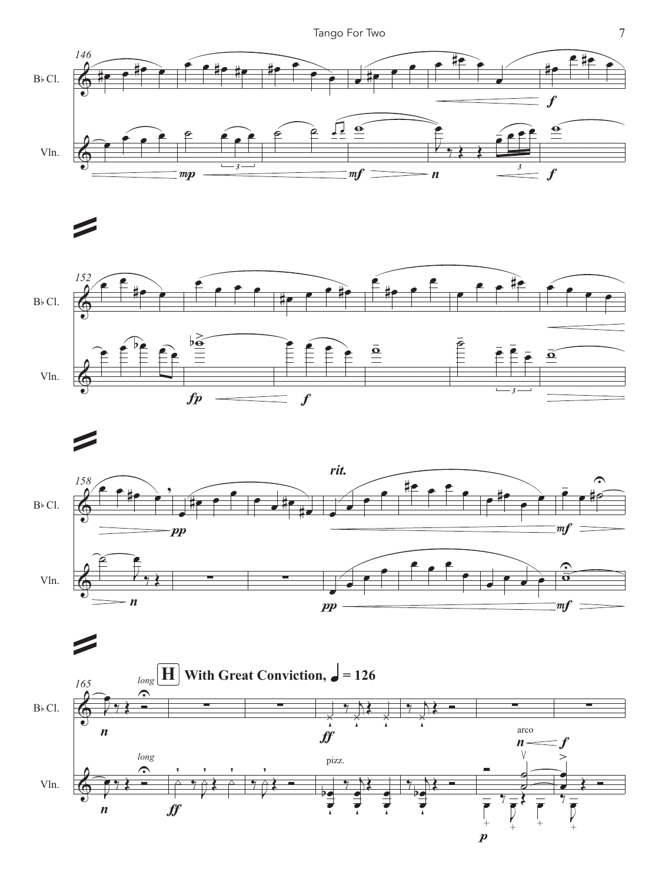**H** **With Great Conviction, ♩ = 126**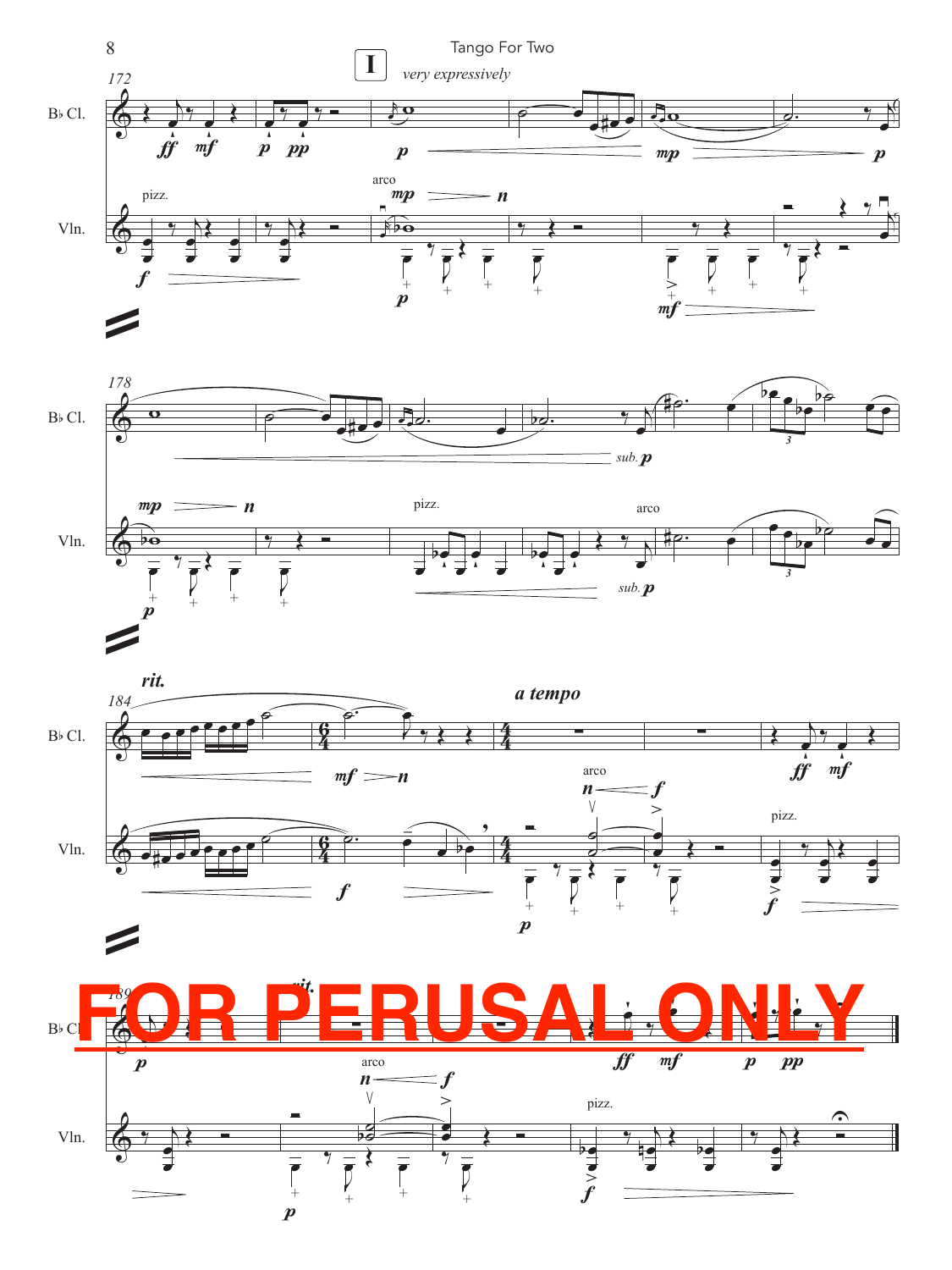FOR PERUSAL ONLY